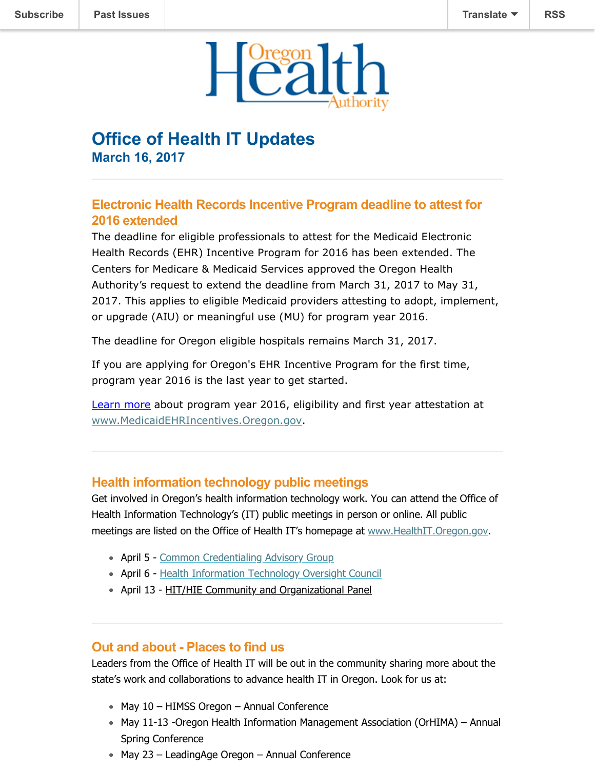Subscribe | Past Issues | Translate | RSS

Oregon Health Authority

# Office of Health IT Updates

## March 16, 2017

### Electronic Health Records Incentive Program deadline to attest for 2016 extended

The deadline for eligible professionals to attest for the Medicaid Electronic Health Records (EHR) Incentive Program for 2016 has been extended. The Centers for Medicare & Medicaid Services approved the Oregon Health Authority's request to extend the deadline from March 31, 2017 to May 31, 2017. This applies to eligible Medicaid providers attesting to adopt, implement, or upgrade (AIU) or meaningful use (MU) for program year 2016.

The deadline for Oregon eligible hospitals remains March 31, 2017.

If you are applying for Oregon's EHR Incentive Program for the first time, program year 2016 is the last year to get started.

Learn more about program year 2016, eligibility and first year attestation at www.MedicaidEHRIncentives.Oregon.gov.

### Health information technology public meetings

Get involved in Oregon's health information technology work. You can attend the Office of Health Information Technology's (IT) public meetings in person or online. All public meetings are listed on the Office of Health IT's homepage at www.HealthIT.Oregon.gov.

- April 5 - Common Credentialing Advisory Group
- April 6 - Health Information Technology Oversight Council
- April 13 - HIT/HIE Community and Organizational Panel

### Out and about - Places to find us

Leaders from the Office of Health IT will be out in the community sharing more about the state's work and collaborations to advance health IT in Oregon. Look for us at:

- May 10 – HIMSS Oregon – Annual Conference
- May 11-13 -Oregon Health Information Management Association (OrHIMA) – Annual Spring Conference
- May 23 – LeadingAge Oregon – Annual Conference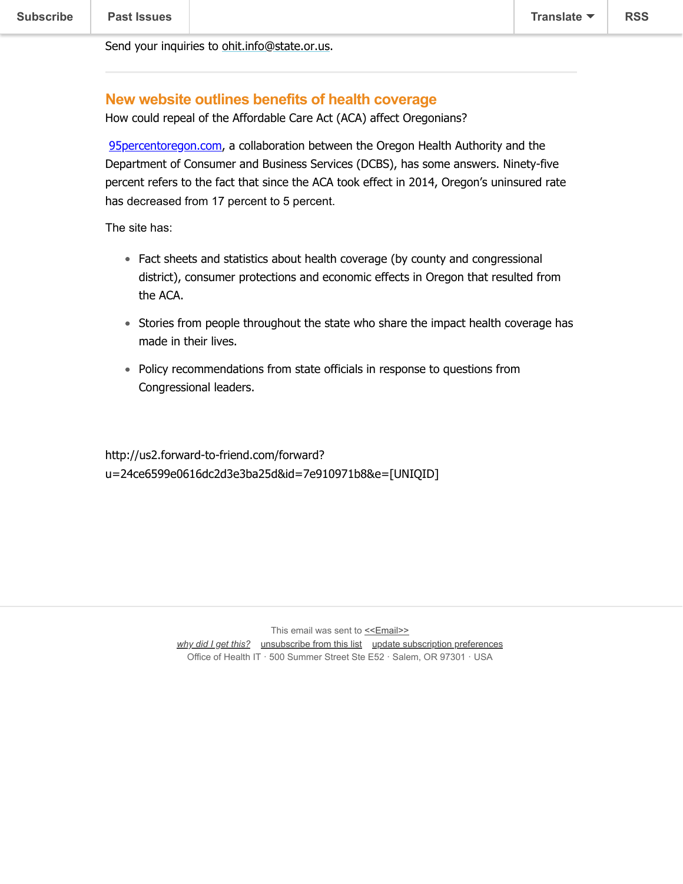Subscribe | Past Issues | Translate | RSS

Send your inquiries to ohit.info@state.or.us.

---

## New website outlines benefits of health coverage

How could repeal of the Affordable Care Act (ACA) affect Oregonians?

95percentoregon.com, a collaboration between the Oregon Health Authority and the Department of Consumer and Business Services (DCBS), has some answers. Ninety-five percent refers to the fact that since the ACA took effect in 2014, Oregon's uninsured rate has decreased from 17 percent to 5 percent.

The site has:

- Fact sheets and statistics about health coverage (by county and congressional district), consumer protections and economic effects in Oregon that resulted from the ACA.
- Stories from people throughout the state who share the impact health coverage has made in their lives.
- Policy recommendations from state officials in response to questions from Congressional leaders.

http://us2.forward-to-friend.com/forward?u=24ce6599e0616dc2d3e3ba25d&id=7e910971b8&e=[UNIQID]

---

This email was sent to <<Email>>

*why did I get this?* unsubscribe from this list update subscription preferences

Office of Health IT · 500 Summer Street Ste E52 · Salem, OR 97301 · USA